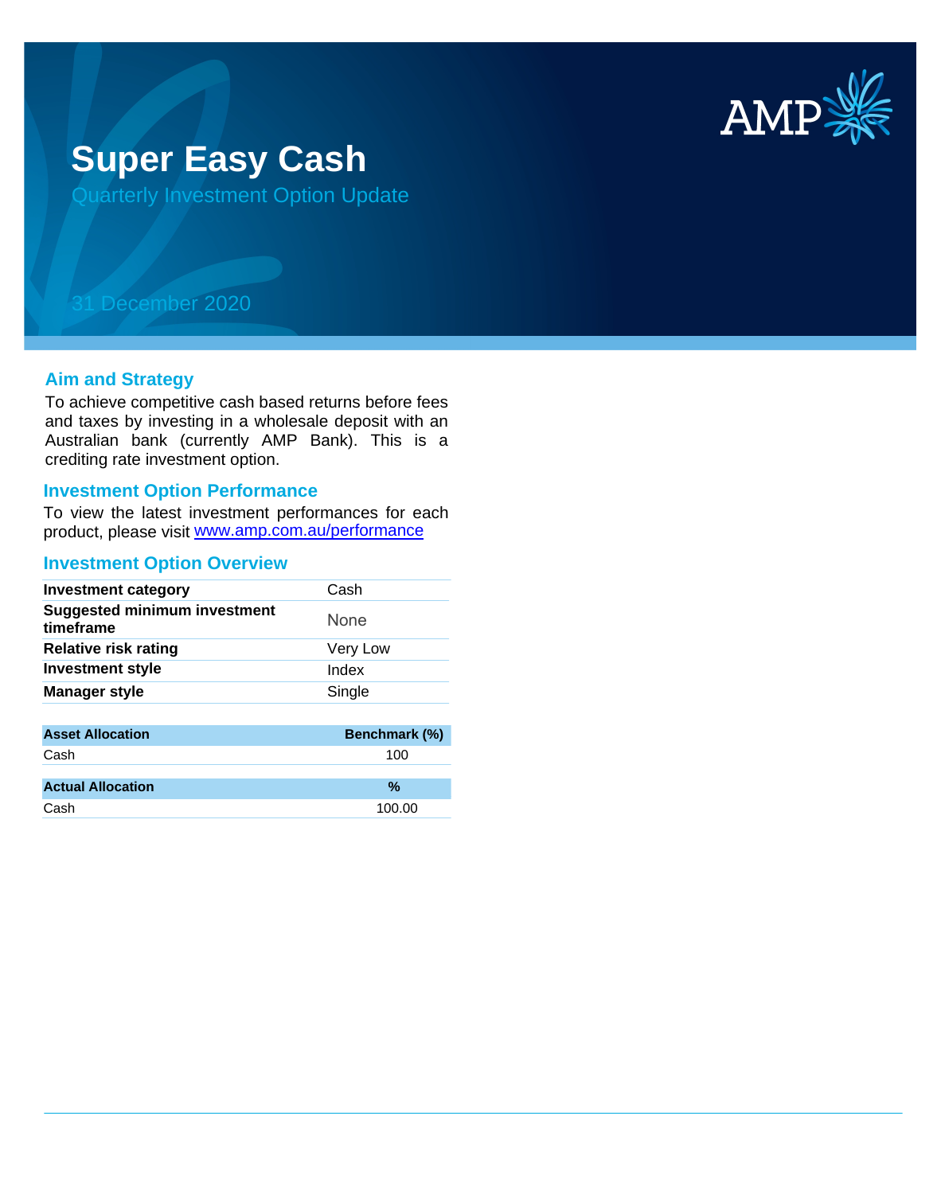# Super Easy Cash

Quarterly Investment Option Update

31 December 2020

## Aim and Strategy

To achieve competitive cash based returns before fees and taxes by investing in a wholesale deposit with an Australian bank (currently AMP Bank). This is a crediting rate investment option.

## Investment Option Performance

To view the latest investment performances for each product, please visit www.amp.com.au/performance

## Investment Option Overview

| | |
|---|---|
| **Investment category** | Cash |
| **Suggested minimum investment timeframe** | None |
| **Relative risk rating** | Very Low |
| **Investment style** | Index |
| **Manager style** | Single |

| Asset Allocation | Benchmark (%) |
|---|---|
| Cash | 100 |

| Actual Allocation | % |
|---|---|
| Cash | 100.00 |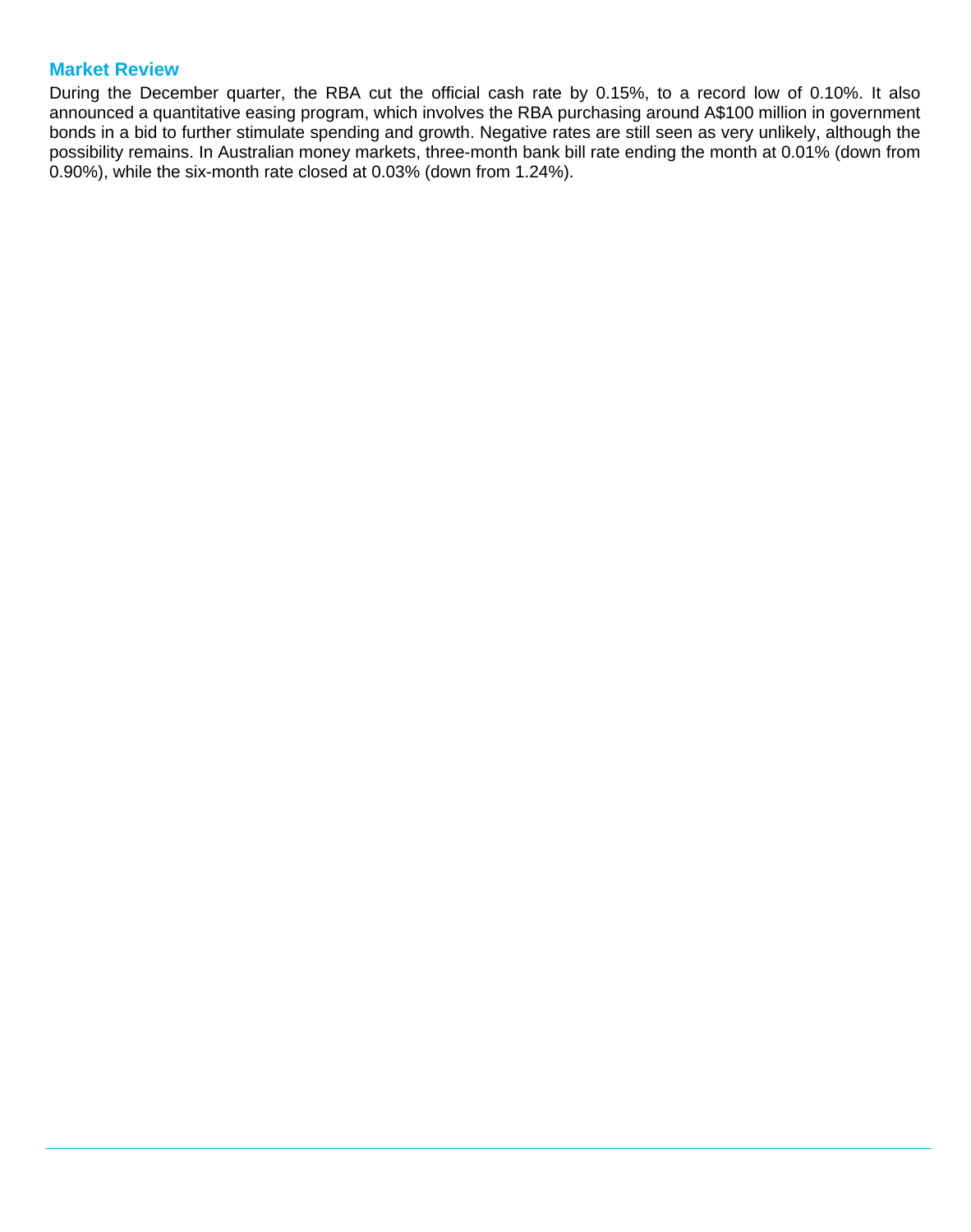## Market Review

During the December quarter, the RBA cut the official cash rate by 0.15%, to a record low of 0.10%. It also announced a quantitative easing program, which involves the RBA purchasing around A$100 million in government bonds in a bid to further stimulate spending and growth. Negative rates are still seen as very unlikely, although the possibility remains. In Australian money markets, three-month bank bill rate ending the month at 0.01% (down from 0.90%), while the six-month rate closed at 0.03% (down from 1.24%).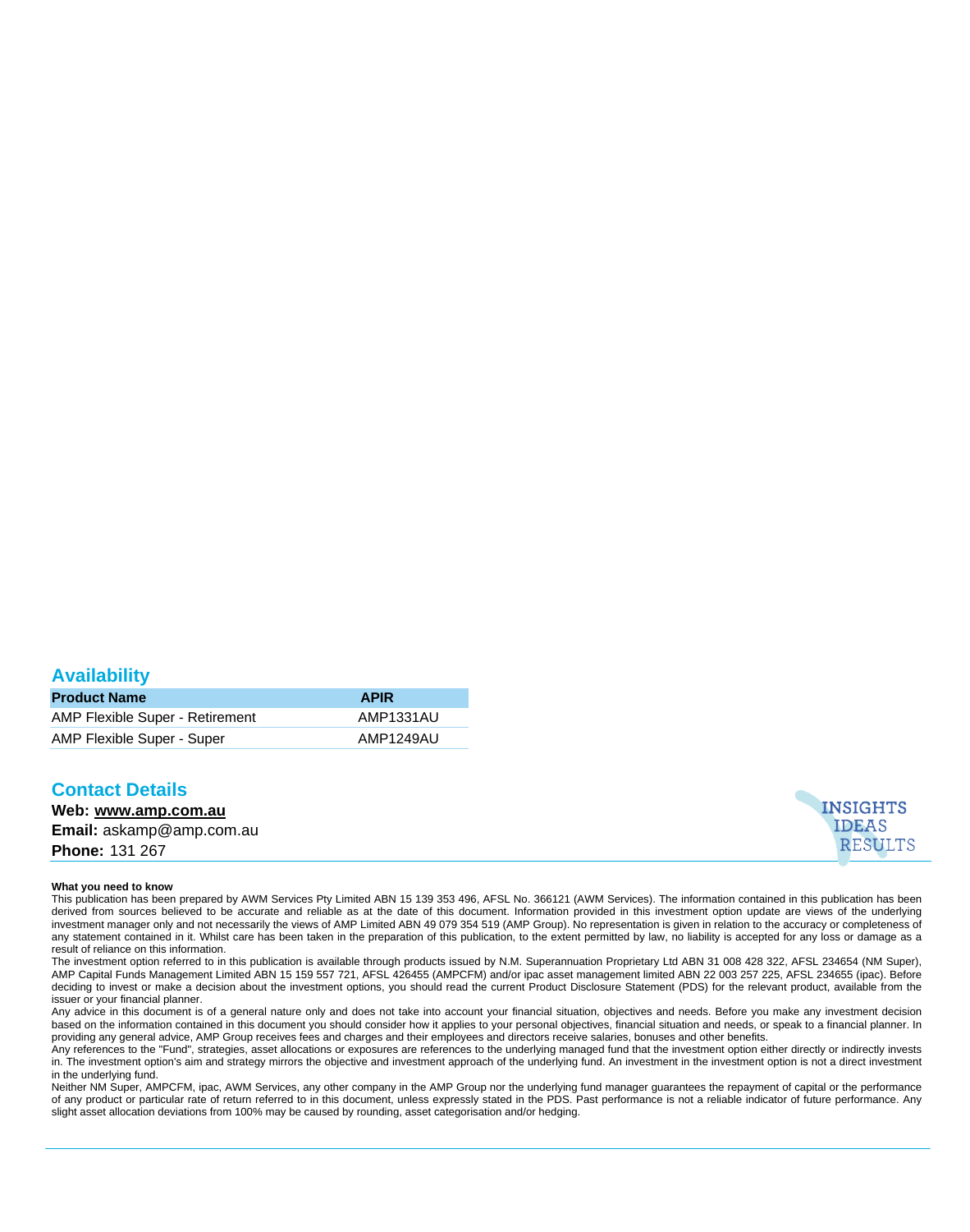## Availability

| Product Name | APIR |
|---|---|
| AMP Flexible Super - Retirement | AMP1331AU |
| AMP Flexible Super - Super | AMP1249AU |

## Contact Details

**Web:** **www.amp.com.au**
**Email:** askamp@amp.com.au
**Phone:** 131 267

INSIGHTS
IDEAS
RESULTS

**What you need to know**

This publication has been prepared by AWM Services Pty Limited ABN 15 139 353 496, AFSL No. 366121 (AWM Services). The information contained in this publication has been derived from sources believed to be accurate and reliable as at the date of this document. Information provided in this investment option update are views of the underlying investment manager only and not necessarily the views of AMP Limited ABN 49 079 354 519 (AMP Group). No representation is given in relation to the accuracy or completeness of any statement contained in it. Whilst care has been taken in the preparation of this publication, to the extent permitted by law, no liability is accepted for any loss or damage as a result of reliance on this information.

The investment option referred to in this publication is available through products issued by N.M. Superannuation Proprietary Ltd ABN 31 008 428 322, AFSL 234654 (NM Super), AMP Capital Funds Management Limited ABN 15 159 557 721, AFSL 426455 (AMPCFM) and/or ipac asset management limited ABN 22 003 257 225, AFSL 234655 (ipac). Before deciding to invest or make a decision about the investment options, you should read the current Product Disclosure Statement (PDS) for the relevant product, available from the issuer or your financial planner.

Any advice in this document is of a general nature only and does not take into account your financial situation, objectives and needs. Before you make any investment decision based on the information contained in this document you should consider how it applies to your personal objectives, financial situation and needs, or speak to a financial planner. In providing any general advice, AMP Group receives fees and charges and their employees and directors receive salaries, bonuses and other benefits.

Any references to the "Fund", strategies, asset allocations or exposures are references to the underlying managed fund that the investment option either directly or indirectly invests in. The investment option's aim and strategy mirrors the objective and investment approach of the underlying fund. An investment in the investment option is not a direct investment in the underlying fund.

Neither NM Super, AMPCFM, ipac, AWM Services, any other company in the AMP Group nor the underlying fund manager guarantees the repayment of capital or the performance of any product or particular rate of return referred to in this document, unless expressly stated in the PDS. Past performance is not a reliable indicator of future performance. Any slight asset allocation deviations from 100% may be caused by rounding, asset categorisation and/or hedging.